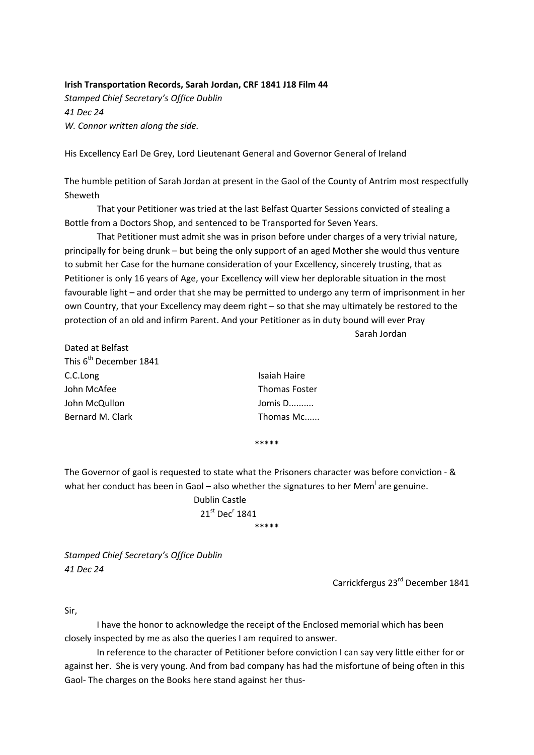**Irish Transportation Records, Sarah Jordan, CRF 1841 J18 Film 44**

*Stamped Chief Secretary's Office Dublin*

*41 Dec 24*

*W. Connor written along the side.*

His Excellency Earl De Grey, Lord Lieutenant General and Governor General of Ireland

The humble petition of Sarah Jordan at present in the Gaol of the County of Antrim most respectfully Sheweth

That your Petitioner was tried at the last Belfast Quarter Sessions convicted of stealing a Bottle from a Doctors Shop, and sentenced to be Transported for Seven Years.

That Petitioner must admit she was in prison before under charges of a very trivial nature, principally for being drunk – but being the only support of an aged Mother she would thus venture to submit her Case for the humane consideration of your Excellency, sincerely trusting, that as Petitioner is only 16 years of Age, your Excellency will view her deplorable situation in the most favourable light – and order that she may be permitted to undergo any term of imprisonment in her own Country, that your Excellency may deem right – so that she may ultimately be restored to the protection of an old and infirm Parent. And your Petitioner as in duty bound will ever Pray

Sarah Jordan

Dated at Belfast
This 6th December 1841

| | |
|---|---|
| C.C.Long | Isaiah Haire |
| John McAfee | Thomas Foster |
| John McQullon | Jomis D.......... |
| Bernard M. Clark | Thomas Mc...... |

\*\*\*\*\*

The Governor of gaol is requested to state what the Prisoners character was before conviction - & what her conduct has been in Gaol – also whether the signatures to her Mem[l] are genuine.

Dublin Castle
21st Dec[r] 1841

\*\*\*\*\*

*Stamped Chief Secretary's Office Dublin*

*41 Dec 24*

Carrickfergus 23rd December 1841

Sir,

I have the honor to acknowledge the receipt of the Enclosed memorial which has been closely inspected by me as also the queries I am required to answer.

In reference to the character of Petitioner before conviction I can say very little either for or against her. She is very young. And from bad company has had the misfortune of being often in this Gaol- The charges on the Books here stand against her thus-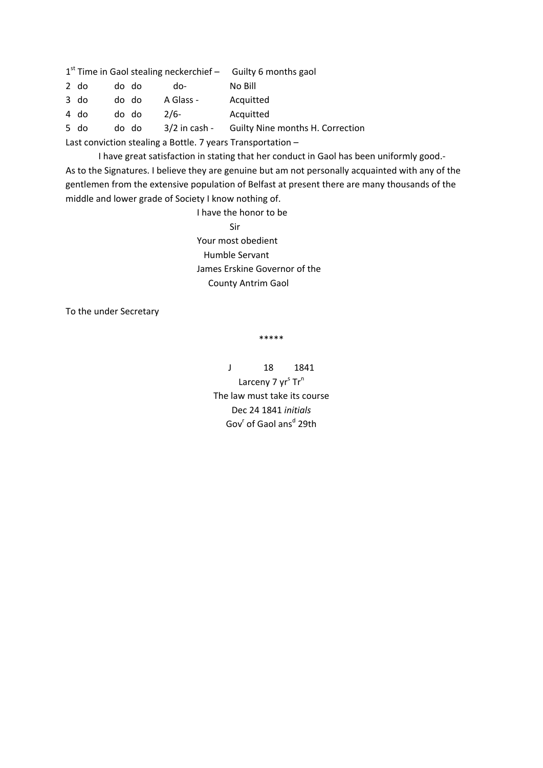| | | | |
|---|---|---|---|
| 1st Time in Gaol | stealing | neckerchief – | Guilty 6 months gaol |
| 2 do | do do | do- | No Bill |
| 3 do | do do | A Glass - | Acquitted |
| 4 do | do do | 2/6- | Acquitted |
| 5 do | do do | 3/2 in cash - | Guilty Nine months H. Correction |

Last conviction stealing a Bottle. 7 years Transportation –

I have great satisfaction in stating that her conduct in Gaol has been uniformly good.- As to the Signatures. I believe they are genuine but am not personally acquainted with any of the gentlemen from the extensive population of Belfast at present there are many thousands of the middle and lower grade of Society I know nothing of.

I have the honor to be
Sir
Your most obedient
Humble Servant
James Erskine Governor of the
County Antrim Gaol

To the under Secretary

*****

J 18 1841
Larceny 7 yr$^s$ Tr$^n$
The law must take its course
Dec 24 1841 *initials*
Gov$^r$ of Gaol ans$^d$ 29th